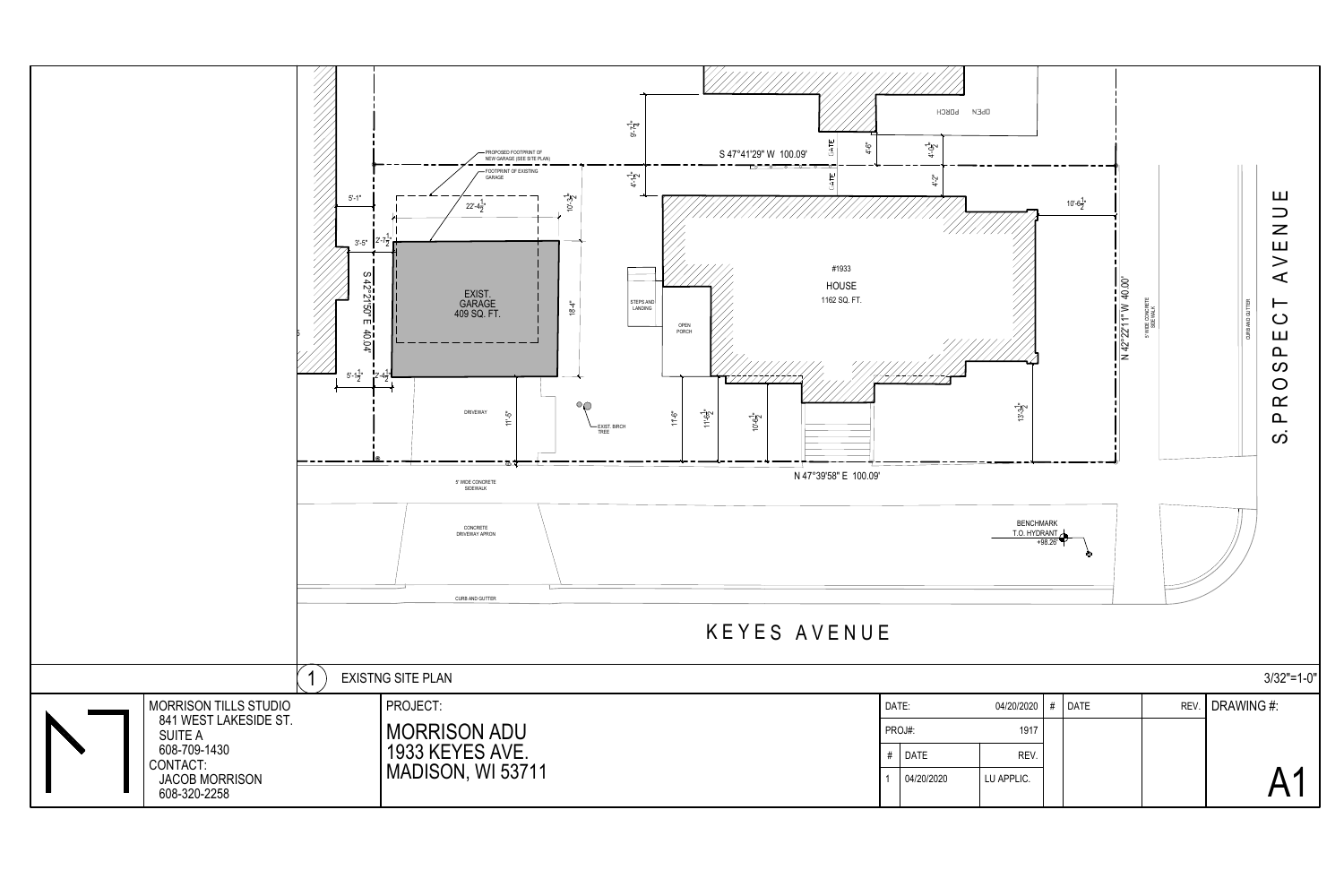# EXISTNG SITE PLAN

1 EXISTNG SITE PLAN — 3/32"=1-0"

KEYES AVENUE

S. PROSPECT AVENUE

EXIST. GARAGE 409 SQ. FT.

#1933 HOUSE 1162 SQ. FT.

OPEN PORCH

STEPS AND LANDING

DRIVEWAY

EXIST. BIRCH TREE

PROPOSED FOOTPRINT OF NEW GARAGE (SEE SITE PLAN)

FOOTPRINT OF EXISTING GARAGE

5' WIDE CONCRETE SIDEWALK

CONCRETE DRIVEWAY APRON

CURB AND GUTTER

BENCHMARK T.O. HYDRANT +98.26'

S 47°41'29" W 100.09'

N 47°39'58" E 100.09'

N 42°22'11" W 40.00'

S 42°21'50" E 40.04'

GATE

GATE

OPEN PORCH

9'-7½"

4'-1½"

4'-6"

4'-0½"

4'-2"

5'-1"

3'-5"

2'-7½"

22'-4½"

10'-3½"

18'-4"

10'-6½"

5'-1½"

2'-4½"

11'-5"

11'-6"

11'-6½"

10'-6½"

13'-3½"

| MORRISON TILLS STUDIO | PROJECT: | DATE: 04/20/2020 | # | DATE | REV. | DRAWING #: |
|---|---|---|---|---|---|---|
| 841 WEST LAKESIDE ST. SUITE A 608-709-1430 | MORRISON ADU 1933 KEYES AVE. MADISON, WI 53711 | PROJ#: 1917 | | | | A1 |
| CONTACT: JACOB MORRISON 608-320-2258 | | # DATE REV. — 1 04/20/2020 LU APPLIC. | | | | |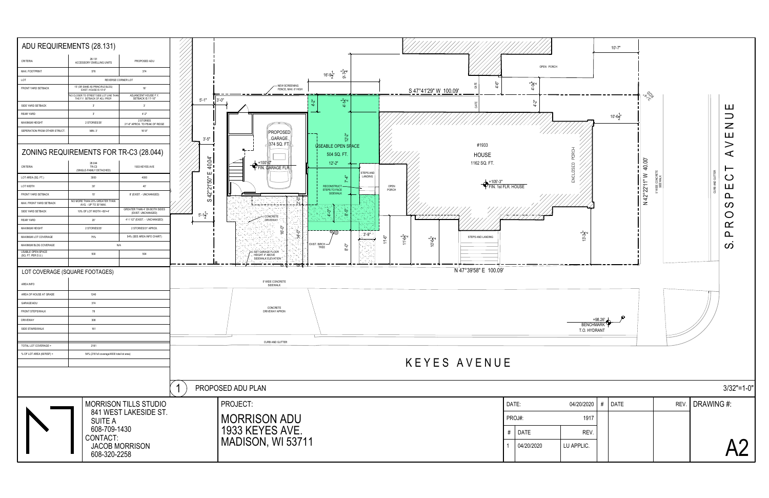## ADU REQUIREMENTS (28.131)

| CRITERIA | 28.131 ACCESSORY DWELLING UNITS | PROPOSED ADU |
|---|---|---|
| MAX. FOOTPRINT | 576 | 374 |
| LOT | REVERSE CORNER LOT | |
| FRONT YARD SETBACK | 15' (OR SAME AS PRINCIPLE BLDG) EXIST. HOUSE IS 18'-0" | 16' |
| | NO CLOSER TO STREET SIDE LOT LINE THAN THE F.Y. SETBACK OF ADJ. PROP. | ADJACENT HOUSE F.Y. SETBACK IS 11'-10" |
| SIDE YARD SETBACK | 3' | 3' |
| REAR YARD | 3' | 4'-2" |
| MAXIMUM HEIGHT | 2 STORIES/35' | 2 STORIES 27'-6" APROX. TO PEAK OF RIDGE |
| SEPERATION FROM OTHER STRUCT. | MIN. 3' | 16'-9" |

## ZONING REQUIREMENTS FOR TR-C3 (28.044)

| CRITERIA | 28.044 TR-C3 (SINGLE-FAMILY DETACHED) | 1933 KEYES AVE |
|---|---|---|
| LOT AREA (SQ. FT.) | 3500 | 4000 |
| LOT WIDTH | 30' | 40' |
| FRONT YARD SETBACK | 15' | 8' (EXIST. - UNCHANGED) |
| MAX. FRONT YARD SETBACK | NO MORE THAN 20% GREATER THAN AVG. - UP TO 30' MAX. | |
| SIDE YARD SETBACK | 10% OF LOT WIDTH =50"=4' | GREATER THAN 4' ON BOTH SIDES (EXIST. UNCHANGED) |
| REAR YARD | 20' | 4'-1 1/2" (EXIST. - UNCHANGED) |
| MAXIMUM HEIGHT | 2 STORIES/35' | 2 STORIES/31' APPROX. |
| MAXIMUM LOT COVERAGE | 75% | 54% (SEE AREA INFO CHART) |
| MAXIMUM BLDG COVERAGE | N/A | |
| USABLE OPEN SPACE (SQ. FT. PER D.U.) | 500 | 504 |

## LOT COVERAGE (SQUARE FOOTAGES)

| AREA INFO | |
|---|---|
| AREA OF HOUSE AT GRADE | 1240 |
| GARAGE/ADU | 374 |
| FRONT STEPS/WALK | 78 |
| DRIVEWAY | 308 |
| SIDE STAIRS/WALK | 161 |
| TOTAL LOT COVERAGE = | 2161 |
| % OF LOT AREA (6676SF) = | 54% (2161sf coverage/4000 total lot area) |

PROPOSED GARAGE 374 SQ. FT. +100'-0" FIN. GARAGE FLR.

USEABLE OPEN SPACE 504 SQ. FT.

#1933 HOUSE 1162 SQ. FT. +105'-3" FIN. 1st FLR. HOUSE

NEW SCREENING FENCE, MAX. 6' HIGH; RECONSTRUCT STEPS TO FACE SIDEWALK; STEPS AND LANDING; OPEN PORCH; ENCLOSED PORCH; CONCRETE DRIVEWAY; EXIST. BIRCH TREE; SET GARAGE FLOOR HEIGHT 4" ABOVE SIDEWALK ELEVATION; 5' WIDE CONCRETE SIDEWALK; CONCRETE DRIVEWAY APRON; CURB AND GUTTER; +98.26' BENCHMARK T.O. HYDRANT; GATE

S 47°41'29" W 100.09'; N 47°39'58" E 100.09'; S 42°21'50" E 40.04'; N 42°22'11" W 40.00'

KEYES AVENUE

S. PROSPECT AVENUE

1 PROPOSED ADU PLAN — 3/32"=1-0"

MORRISON TILLS STUDIO
841 WEST LAKESIDE ST.
SUITE A
608-709-1430
CONTACT:
JACOB MORRISON
608-320-2258

PROJECT:
MORRISON ADU
1933 KEYES AVE.
MADISON, WI 53711

| DATE: | | 04/20/2020 |
|---|---|---|
| PROJ#: | | 1917 |
| # | DATE | REV. |
| 1 | 04/20/2020 | LU APPLIC. |

DRAWING #: A2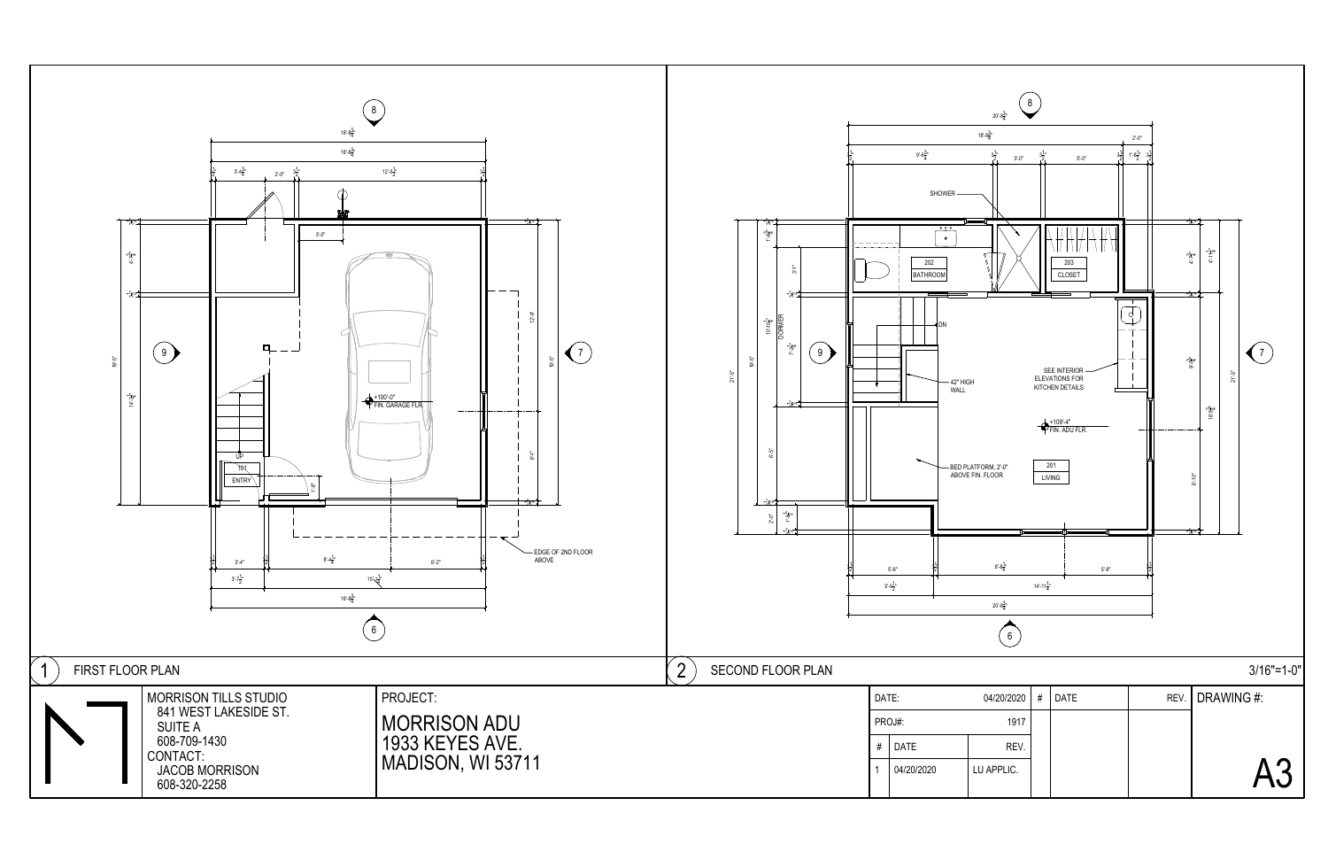## 1 FIRST FLOOR PLAN

101 ENTRY

UP

+100'-0" FIN. GARAGE FLR.

EDGE OF 2ND FLOOR ABOVE

## 2 SECOND FLOOR PLAN

SHOWER

202 BATHROOM

203 CLOSET

DN

DORMER

42" HIGH WALL

SEE INTERIOR ELEVATIONS FOR KITCHEN DETAILS

+109'-4" FIN. ADU FLR.

BED PLATFORM, 2'-0" ABOVE FIN. FLOOR

201 LIVING

3/16"=1-0"

MORRISON TILLS STUDIO
841 WEST LAKESIDE ST.
SUITE A
608-709-1430
CONTACT:
JACOB MORRISON
608-320-2258

PROJECT:
MORRISON ADU
1933 KEYES AVE.
MADISON, WI 53711

| DATE: | | 04/20/2020 |
|---|---|---|
| PROJ#: | | 1917 |
| # | DATE | REV. |
| 1 | 04/20/2020 | LU APPLIC. |

| # | DATE | REV. |
|---|---|---|

DRAWING #: A3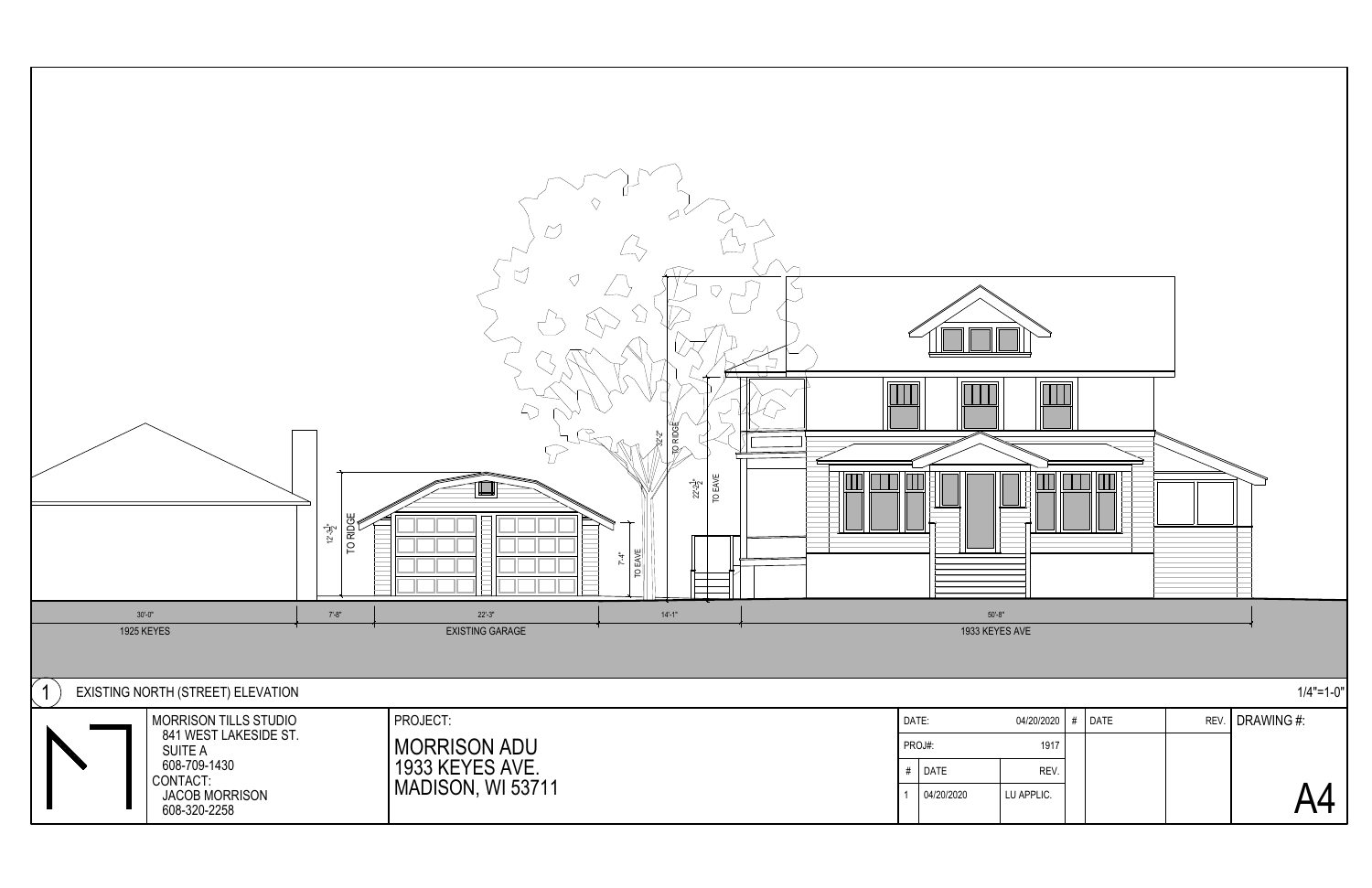12'-3 1/2" TO RIDGE

7'-4" TO EAVE

32'-2" TO RIDGE

22'-3 1/2" TO EAVE

| 30'-0" | 7'-8" | 22'-3" | 14'-1" | 50'-8" |
|---|---|---|---|---|
| 1925 KEYES | | EXISTING GARAGE | | 1933 KEYES AVE |

1 EXISTING NORTH (STREET) ELEVATION

1/4"=1-0"

MORRISON TILLS STUDIO
841 WEST LAKESIDE ST.
SUITE A
608-709-1430
CONTACT:
JACOB MORRISON
608-320-2258

PROJECT:
MORRISON ADU
1933 KEYES AVE.
MADISON, WI 53711

| DATE: | | 04/20/2020 |
|---|---|---|
| PROJ#: | | 1917 |
| # | DATE | REV. |
| 1 | 04/20/2020 | LU APPLIC. |

| # | DATE | REV. |
|---|---|---|

DRAWING #: A4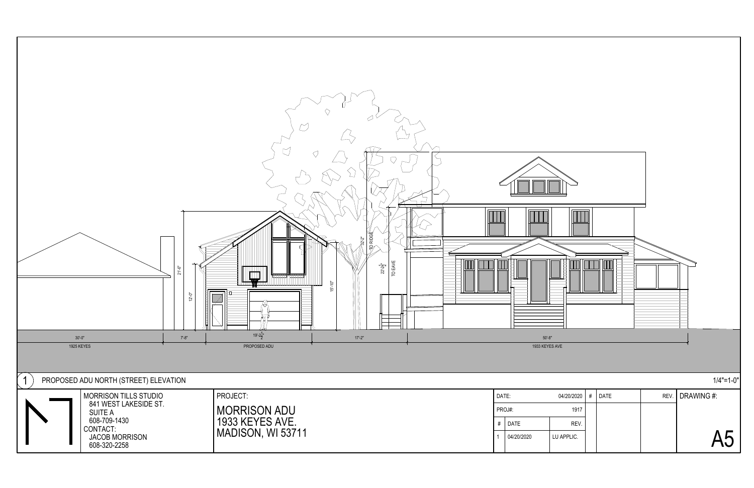1 PROPOSED ADU NORTH (STREET) ELEVATION

1/4"=1-0"

21'-6"

12'-0"

15'-10"

32'-2" TO RIDGE

22'-3 1/2" TO EAVE

| 30'-0" | 7'-8" | 19'-2 1/2" | 17'-2" | 50'-8" |
|---|---|---|---|---|
| 1925 KEYES | | PROPOSED ADU | | 1933 KEYES AVE |

MORRISON TILLS STUDIO
841 WEST LAKESIDE ST.
SUITE A
608-709-1430
CONTACT:
JACOB MORRISON
608-320-2258

PROJECT:
MORRISON ADU
1933 KEYES AVE.
MADISON, WI 53711

| DATE: | | 04/20/2020 |
|---|---|---|
| PROJ#: | | 1917 |
| # | DATE | REV. |
| 1 | 04/20/2020 | LU APPLIC. |

| # | DATE | REV. |
|---|---|---|

DRAWING #:

A5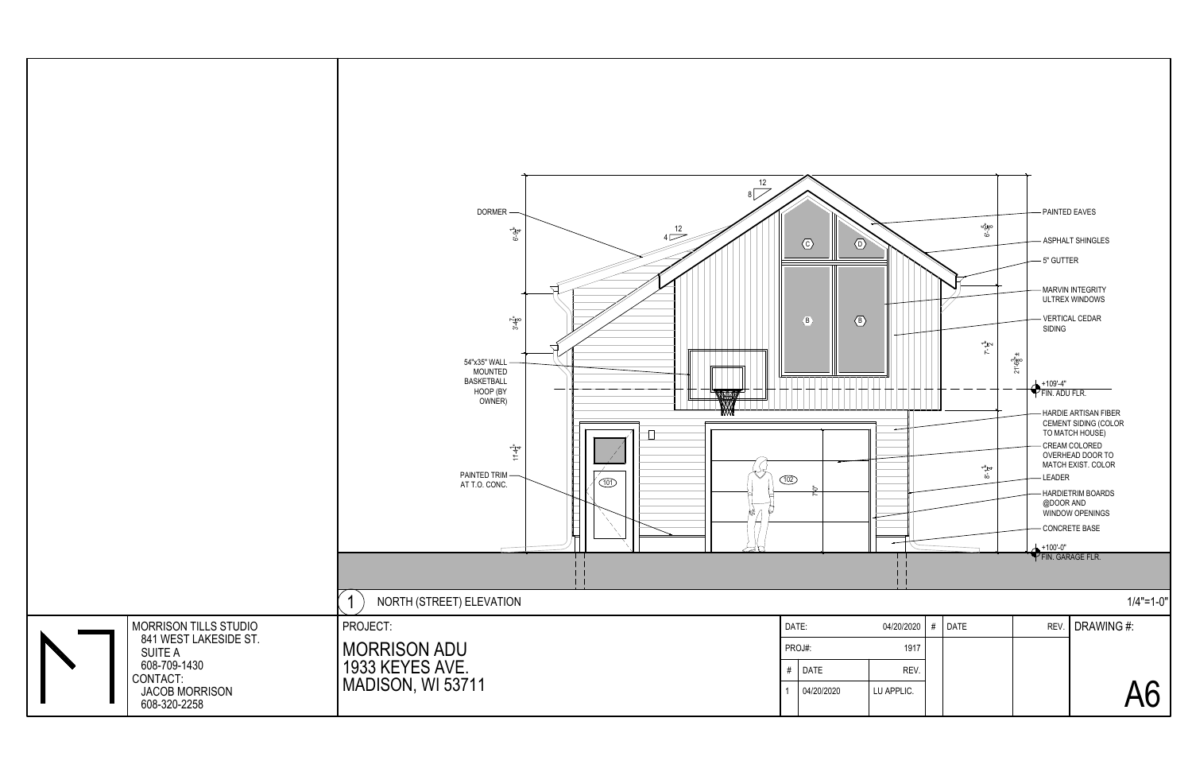DORMER

6'-3 1/4"

3'-4 7/8"

54"x35" WALL MOUNTED BASKETBALL HOOP (BY OWNER)

11'-4 1/4"

PAINTED TRIM AT T.O. CONC.

12

8

4

12

C

D

B

B

101

102

7'-0"

6'-5 5/8"

7'-1 1/2"

21'-6 3/8" ±

8'-1 1/4"

- PAINTED EAVES
- ASPHALT SHINGLES
- 5" GUTTER
- MARVIN INTEGRITY ULTREX WINDOWS
- VERTICAL CEDAR SIDING
- +109'-4" FIN. ADU FLR.
- HARDIE ARTISAN FIBER CEMENT SIDING (COLOR TO MATCH HOUSE)
- CREAM COLORED OVERHEAD DOOR TO MATCH EXIST. COLOR
- LEADER
- HARDIETRIM BOARDS @DOOR AND WINDOW OPENINGS
- CONCRETE BASE
- +100'-0" FIN. GARAGE FLR.

1 NORTH (STREET) ELEVATION 1/4"=1-0"

MORRISON TILLS STUDIO
841 WEST LAKESIDE ST.
SUITE A
608-709-1430
CONTACT:
JACOB MORRISON
608-320-2258

PROJECT:

MORRISON ADU
1933 KEYES AVE.
MADISON, WI 53711

| DATE: | | 04/20/2020 |
|---|---|---|
| PROJ#: | | 1917 |
| # | DATE | REV. |
| 1 | 04/20/2020 | LU APPLIC. |

| # | DATE | REV. |
|---|---|---|

DRAWING #:

A6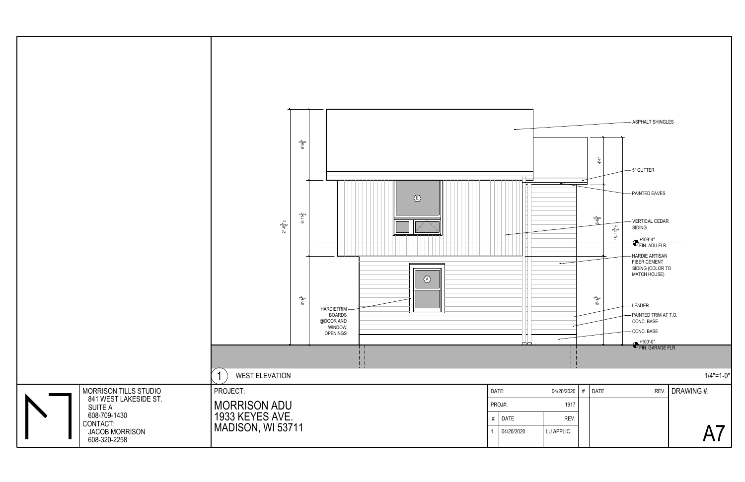ASPHALT SHINGLES

5" GUTTER

PAINTED EAVES

VERTICAL CEDAR SIDING

+109'-4" FIN. ADU FLR.

HARDIE ARTISAN FIBER CEMENT SIDING (COLOR TO MATCH HOUSE)

LEADER

PAINTED TRIM AT T.O. CONC. BASE

CONC. BASE

+100'-0" FIN. GARAGE FLR.

HARDIETRIM BOARDS @DOOR AND WINDOW OPENINGS

6'-5 5/8"

6'-1 1/2"

8'-1 1/4"

21'-8 3/8" ±

4'-4"

6'-6 5/8"

8'-1 1/4"

18'-11 7/8" ±

E

A

1 WEST ELEVATION

1/4"=1-0"

| | |
|---|---|
| MORRISON TILLS STUDIO<br>841 WEST LAKESIDE ST.<br>SUITE A<br>608-709-1430<br>CONTACT:<br>JACOB MORRISON<br>608-320-2258 | PROJECT:<br>MORRISON ADU<br>1933 KEYES AVE.<br>MADISON, WI 53711 |

| DATE: | | 04/20/2020 |
|---|---|---|
| PROJ#: | | 1917 |
| # | DATE | REV. |
| 1 | 04/20/2020 | LU APPLIC. |

| # | DATE | REV. |
|---|---|---|

DRAWING #: A7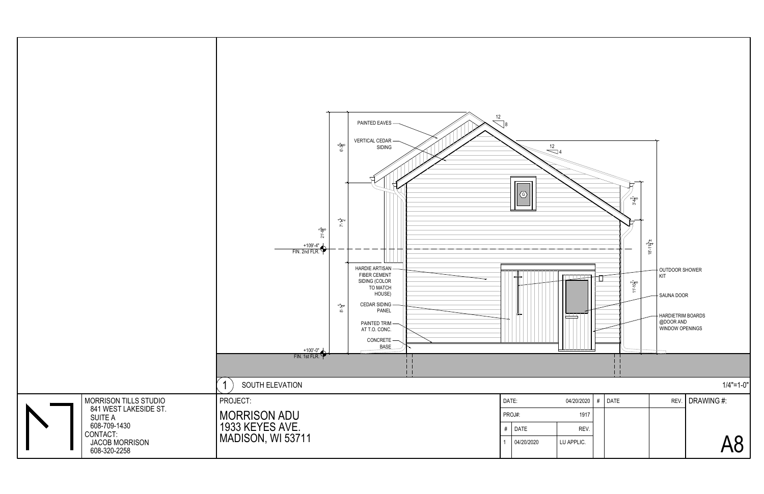PAINTED EAVES

VERTICAL CEDAR SIDING

12 / 8

12 / 4

G

$6'-5\frac{3}{8}"$

$7'-1\frac{1}{2}"$

$21'-6\frac{3}{8}"$

+109'-4"
FIN. 2nd FLR.

$3'-4\frac{7}{8}"$

$18'-1\frac{3}{4}"\pm$

$11'-10\frac{7}{8}"$

HARDIE ARTISAN FIBER CEMENT SIDING (COLOR TO MATCH HOUSE)

CEDAR SIDING PANEL

PAINTED TRIM AT T.O. CONC.

CONCRETE BASE

$8'-1\frac{1}{4}"$

+100'-0"
FIN. 1st FLR.

OUTDOOR SHOWER KIT

SAUNA DOOR

HARDIETRIM BOARDS @DOOR AND WINDOW OPENINGS

1 SOUTH ELEVATION 1/4"=1-0"

MORRISON TILLS STUDIO
841 WEST LAKESIDE ST.
SUITE A
608-709-1430
CONTACT:
JACOB MORRISON
608-320-2258

PROJECT:
MORRISON ADU
1933 KEYES AVE.
MADISON, WI 53711

| DATE: | | 04/20/2020 |
|---|---|---|
| PROJ#: | | 1917 |
| # | DATE | REV. |
| 1 | 04/20/2020 | LU APPLIC. |

| # | DATE | REV. |
|---|---|---|

DRAWING #:
A8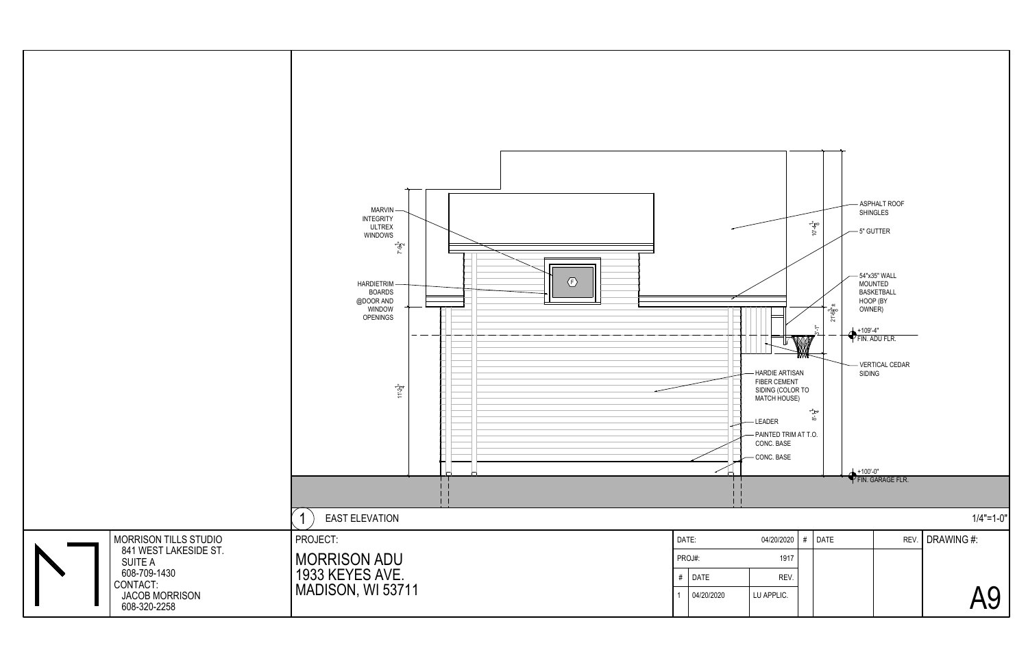MARVIN INTEGRITY ULTREX WINDOWS

HARDIETRIM BOARDS @DOOR AND WINDOW OPENINGS

7'-9 1/2"

11'-2 1/4"

10'-4 1/8"

21'-6 3/8" ±

3'-1"

8'-1 1/4"

ASPHALT ROOF SHINGLES

5" GUTTER

54"x35" WALL MOUNTED BASKETBALL HOOP (BY OWNER)

+109'-4" FIN. ADU FLR.

VERTICAL CEDAR SIDING

HARDIE ARTISAN FIBER CEMENT SIDING (COLOR TO MATCH HOUSE)

LEADER

PAINTED TRIM AT T.O. CONC. BASE

CONC. BASE

+100'-0" FIN. GARAGE FLR.

F

1 EAST ELEVATION

1/4"=1-0"

MORRISON TILLS STUDIO
841 WEST LAKESIDE ST.
SUITE A
608-709-1430
CONTACT:
JACOB MORRISON
608-320-2258

PROJECT:

# MORRISON ADU
1933 KEYES AVE.
MADISON, WI 53711

| | | | | | | |
|---|---|---|---|---|---|---|
| DATE: | | 04/20/2020 | # | DATE | REV. | DRAWING #: |
| PROJ#: | | 1917 | | | | |
| # | DATE | REV. | | | | |
| 1 | 04/20/2020 | LU APPLIC. | | | | A9 |